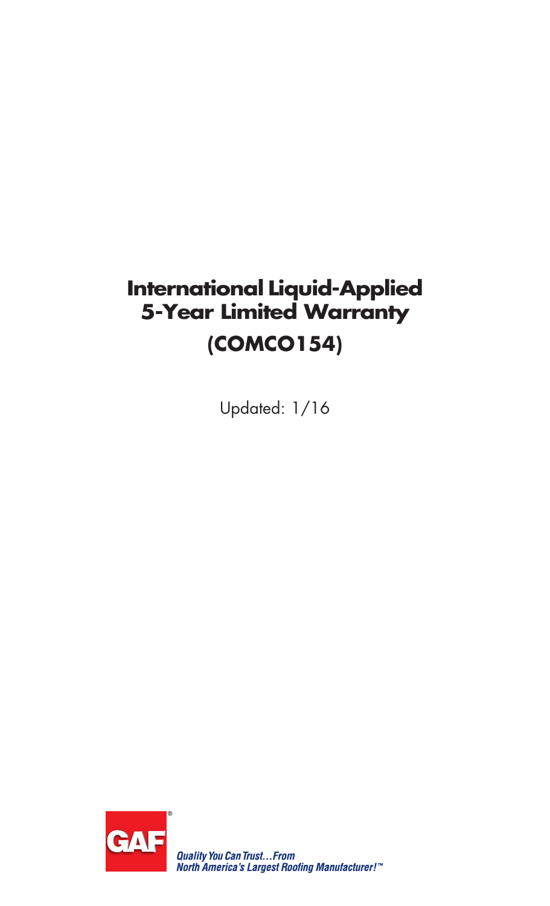# International Liquid-Applied 5-Year Limited Warranty

## (COMCO154)

Updated: 1/16

GAF®

***Quality You Can Trust…From North America's Largest Roofing Manufacturer!™***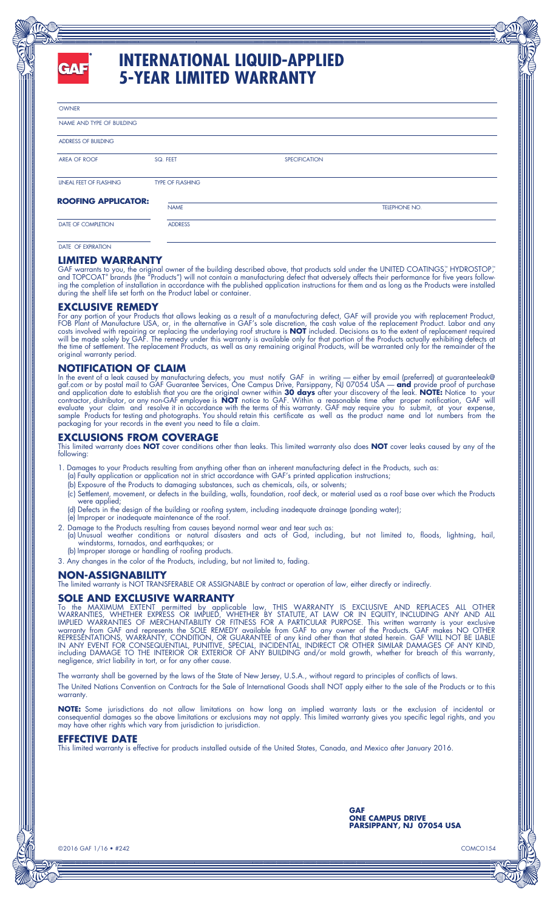# INTERNATIONAL LIQUID-APPLIED 5-YEAR LIMITED WARRANTY

| | | | |
|---|---|---|---|
| OWNER | | | |
| NAME AND TYPE OF BUILDING | | | |
| ADDRESS OF BUILDING | | | |
| AREA OF ROOF | SQ. FEET | SPECIFICATION | |
| LINEAL FEET OF FLASHING | TYPE OF FLASHING | | |
| **ROOFING APPLICATOR:** | NAME | | TELEPHONE NO. |
| DATE OF COMPLETION | ADDRESS | | |
| DATE OF EXPIRATION | | | |

## LIMITED WARRANTY

GAF warrants to you, the original owner of the building described above, that products sold under the UNITED COATINGS™, HYDROSTOP™, and TOPCOAT® brands (the "Products") will not contain a manufacturing defect that adversely affects their performance for five years following the completion of installation in accordance with the published application instructions for them and as long as the Products were installed during the shelf life set forth on the Product label or container.

## EXCLUSIVE REMEDY

For any portion of your Products that allows leaking as a result of a manufacturing defect, GAF will provide you with replacement Product, FOB Plant of Manufacture USA, or, in the alternative in GAF's sole discretion, the cash value of the replacement Product. Labor and any costs involved with repairing or replacing the underlaying roof structure is **NOT** included. Decisions as to the extent of replacement required will be made solely by GAF. The remedy under this warranty is available only for that portion of the Products actually exhibiting defects at the time of settlement. The replacement Products, as well as any remaining original Products, will be warranted only for the remainder of the original warranty period.

## NOTIFICATION OF CLAIM

In the event of a leak caused by manufacturing defects, you must notify GAF in writing — either by email (preferred) at guaranteeleak@gaf.com or by postal mail to GAF Guarantee Services, One Campus Drive, Parsippany, NJ 07054 USA — **and** provide proof of purchase and application date to establish that you are the original owner within **30 days** after your discovery of the leak. **NOTE:** Notice to your contractor, distributor, or any non-GAF employee is **NOT** notice to GAF. Within a reasonable time after proper notification, GAF will evaluate your claim and resolve it in accordance with the terms of this warranty. GAF may require you to submit, at your expense, sample Products for testing and photographs. You should retain this certificate as well as the product name and lot numbers from the packaging for your records in the event you need to file a claim.

## EXCLUSIONS FROM COVERAGE

This limited warranty does **NOT** cover conditions other than leaks. This limited warranty also does **NOT** cover leaks caused by any of the following:

1. Damages to your Products resulting from anything other than an inherent manufacturing defect in the Products, such as:
   (a) Faulty application or application not in strict accordance with GAF's printed application instructions;
   (b) Exposure of the Products to damaging substances, such as chemicals, oils, or solvents;
   (c) Settlement, movement, or defects in the building, walls, foundation, roof deck, or material used as a roof base over which the Products were applied;
   (d) Defects in the design of the building or roofing system, including inadequate drainage (ponding water);
   (e) Improper or inadequate maintenance of the roof.
2. Damage to the Products resulting from causes beyond normal wear and tear such as:
   (a) Unusual weather conditions or natural disasters and acts of God, including, but not limited to, floods, lightning, hail, windstorms, tornados, and earthquakes; or
   (b) Improper storage or handling of roofing products.
3. Any changes in the color of the Products, including, but not limited to, fading.

## NON-ASSIGNABILITY

The limited warranty is NOT TRANSFERABLE OR ASSIGNABLE by contract or operation of law, either directly or indirectly.

## SOLE AND EXCLUSIVE WARRANTY

To the MAXIMUM EXTENT permitted by applicable law, THIS WARRANTY IS EXCLUSIVE AND REPLACES ALL OTHER WARRANTIES, WHETHER EXPRESS OR IMPLIED, WHETHER BY STATUTE, AT LAW OR IN EQUITY, INCLUDING ANY AND ALL IMPLIED WARRANTIES OF MERCHANTABILITY OR FITNESS FOR A PARTICULAR PURPOSE. This written warranty is your exclusive warranty from GAF and represents the SOLE REMEDY available from GAF to any owner of the Products. GAF makes NO OTHER REPRESENTATIONS, WARRANTY, CONDITION, OR GUARANTEE of any kind other than that stated herein. GAF WILL NOT BE LIABLE IN ANY EVENT FOR CONSEQUENTIAL, PUNITIVE, SPECIAL, INCIDENTAL, INDIRECT OR OTHER SIMILAR DAMAGES OF ANY KIND, including DAMAGE TO THE INTERIOR OR EXTERIOR OF ANY BUILDING and/or mold growth, whether for breach of this warranty, negligence, strict liability in tort, or for any other cause.

The warranty shall be governed by the laws of the State of New Jersey, U.S.A., without regard to principles of conflicts of laws.

The United Nations Convention on Contracts for the Sale of International Goods shall NOT apply either to the sale of the Products or to this warranty.

**NOTE:** Some jurisdictions do not allow limitations on how long an implied warranty lasts or the exclusion of incidental or consequential damages so the above limitations or exclusions may not apply. This limited warranty gives you specific legal rights, and you may have other rights which vary from jurisdiction to jurisdiction.

## EFFECTIVE DATE

This limited warranty is effective for products installed outside of the United States, Canada, and Mexico after January 2016.

**GAF**
**ONE CAMPUS DRIVE**
**PARSIPPANY, NJ 07054 USA**

©2016 GAF 1/16 • #242

COMCO154